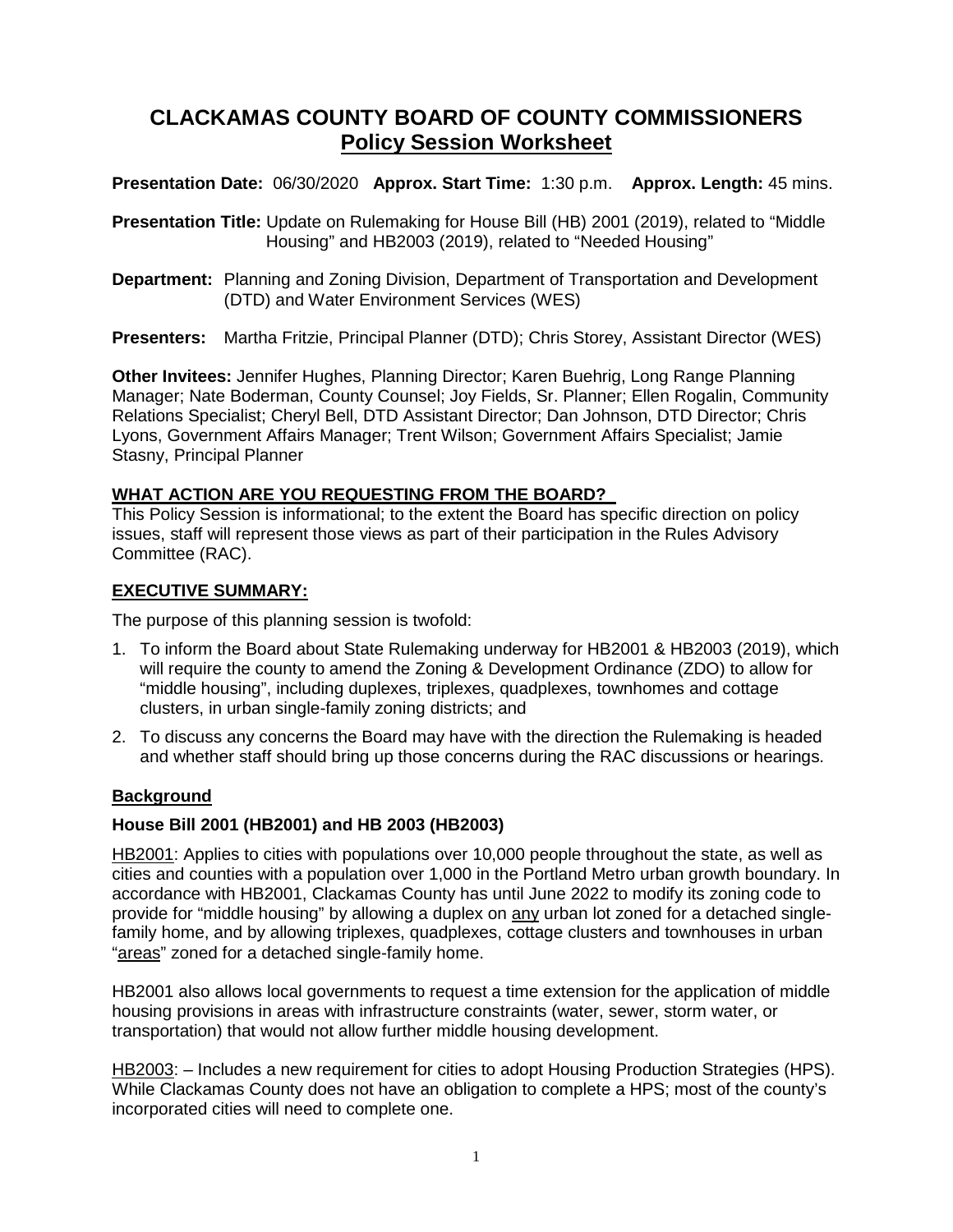# CLACKAMAS COUNTY BOARD OF COUNTY COMMISSIONERS
## Policy Session Worksheet

**Presentation Date:** 06/30/2020 **Approx. Start Time:** 1:30 p.m. **Approx. Length:** 45 mins.

**Presentation Title:** Update on Rulemaking for House Bill (HB) 2001 (2019), related to "Middle Housing" and HB2003 (2019), related to "Needed Housing"

**Department:** Planning and Zoning Division, Department of Transportation and Development (DTD) and Water Environment Services (WES)

**Presenters:** Martha Fritzie, Principal Planner (DTD); Chris Storey, Assistant Director (WES)

**Other Invitees:** Jennifer Hughes, Planning Director; Karen Buehrig, Long Range Planning Manager; Nate Boderman, County Counsel; Joy Fields, Sr. Planner; Ellen Rogalin, Community Relations Specialist; Cheryl Bell, DTD Assistant Director; Dan Johnson, DTD Director; Chris Lyons, Government Affairs Manager; Trent Wilson; Government Affairs Specialist; Jamie Stasny, Principal Planner

**WHAT ACTION ARE YOU REQUESTING FROM THE BOARD?**

This Policy Session is informational; to the extent the Board has specific direction on policy issues, staff will represent those views as part of their participation in the Rules Advisory Committee (RAC).

**EXECUTIVE SUMMARY:**

The purpose of this planning session is twofold:

1. To inform the Board about State Rulemaking underway for HB2001 & HB2003 (2019), which will require the county to amend the Zoning & Development Ordinance (ZDO) to allow for "middle housing", including duplexes, triplexes, quadplexes, townhomes and cottage clusters, in urban single-family zoning districts; and
2. To discuss any concerns the Board may have with the direction the Rulemaking is headed and whether staff should bring up those concerns during the RAC discussions or hearings.

**Background**

**House Bill 2001 (HB2001) and HB 2003 (HB2003)**

HB2001: Applies to cities with populations over 10,000 people throughout the state, as well as cities and counties with a population over 1,000 in the Portland Metro urban growth boundary. In accordance with HB2001, Clackamas County has until June 2022 to modify its zoning code to provide for "middle housing" by allowing a duplex on any urban lot zoned for a detached single-family home, and by allowing triplexes, quadplexes, cottage clusters and townhouses in urban "areas" zoned for a detached single-family home.

HB2001 also allows local governments to request a time extension for the application of middle housing provisions in areas with infrastructure constraints (water, sewer, storm water, or transportation) that would not allow further middle housing development.

HB2003: – Includes a new requirement for cities to adopt Housing Production Strategies (HPS). While Clackamas County does not have an obligation to complete a HPS; most of the county's incorporated cities will need to complete one.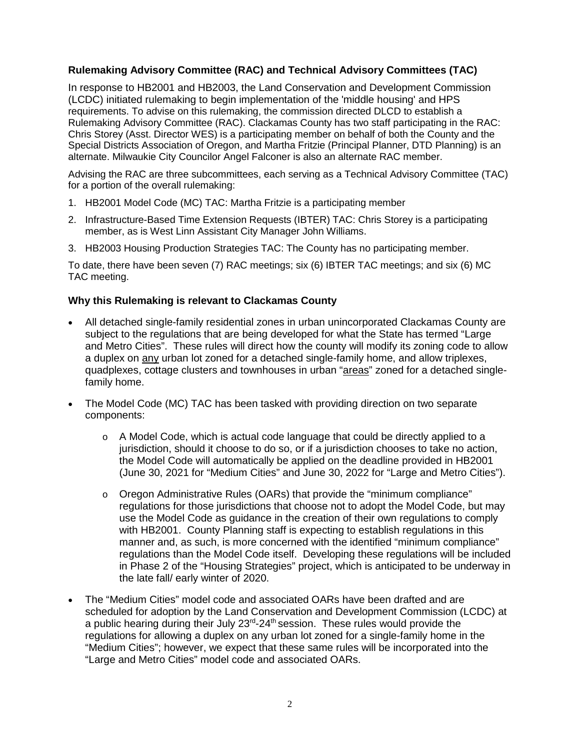**Rulemaking Advisory Committee (RAC) and Technical Advisory Committees (TAC)**

In response to HB2001 and HB2003, the Land Conservation and Development Commission (LCDC) initiated rulemaking to begin implementation of the 'middle housing' and HPS requirements. To advise on this rulemaking, the commission directed DLCD to establish a Rulemaking Advisory Committee (RAC). Clackamas County has two staff participating in the RAC: Chris Storey (Asst. Director WES) is a participating member on behalf of both the County and the Special Districts Association of Oregon, and Martha Fritzie (Principal Planner, DTD Planning) is an alternate. Milwaukie City Councilor Angel Falconer is also an alternate RAC member.

Advising the RAC are three subcommittees, each serving as a Technical Advisory Committee (TAC) for a portion of the overall rulemaking:

1. HB2001 Model Code (MC) TAC: Martha Fritzie is a participating member
2. Infrastructure-Based Time Extension Requests (IBTER) TAC: Chris Storey is a participating member, as is West Linn Assistant City Manager John Williams.
3. HB2003 Housing Production Strategies TAC: The County has no participating member.

To date, there have been seven (7) RAC meetings; six (6) IBTER TAC meetings; and six (6) MC TAC meeting.

**Why this Rulemaking is relevant to Clackamas County**

- All detached single-family residential zones in urban unincorporated Clackamas County are subject to the regulations that are being developed for what the State has termed "Large and Metro Cities". These rules will direct how the county will modify its zoning code to allow a duplex on <u>any</u> urban lot zoned for a detached single-family home, and allow triplexes, quadplexes, cottage clusters and townhouses in urban "<u>areas</u>" zoned for a detached single-family home.
- The Model Code (MC) TAC has been tasked with providing direction on two separate components:
    - A Model Code, which is actual code language that could be directly applied to a jurisdiction, should it choose to do so, or if a jurisdiction chooses to take no action, the Model Code will automatically be applied on the deadline provided in HB2001 (June 30, 2021 for "Medium Cities" and June 30, 2022 for "Large and Metro Cities").
    - Oregon Administrative Rules (OARs) that provide the "minimum compliance" regulations for those jurisdictions that choose not to adopt the Model Code, but may use the Model Code as guidance in the creation of their own regulations to comply with HB2001. County Planning staff is expecting to establish regulations in this manner and, as such, is more concerned with the identified "minimum compliance" regulations than the Model Code itself. Developing these regulations will be included in Phase 2 of the "Housing Strategies" project, which is anticipated to be underway in the late fall/ early winter of 2020.
- The "Medium Cities" model code and associated OARs have been drafted and are scheduled for adoption by the Land Conservation and Development Commission (LCDC) at a public hearing during their July 23rd-24th session. These rules would provide the regulations for allowing a duplex on any urban lot zoned for a single-family home in the "Medium Cities"; however, we expect that these same rules will be incorporated into the "Large and Metro Cities" model code and associated OARs.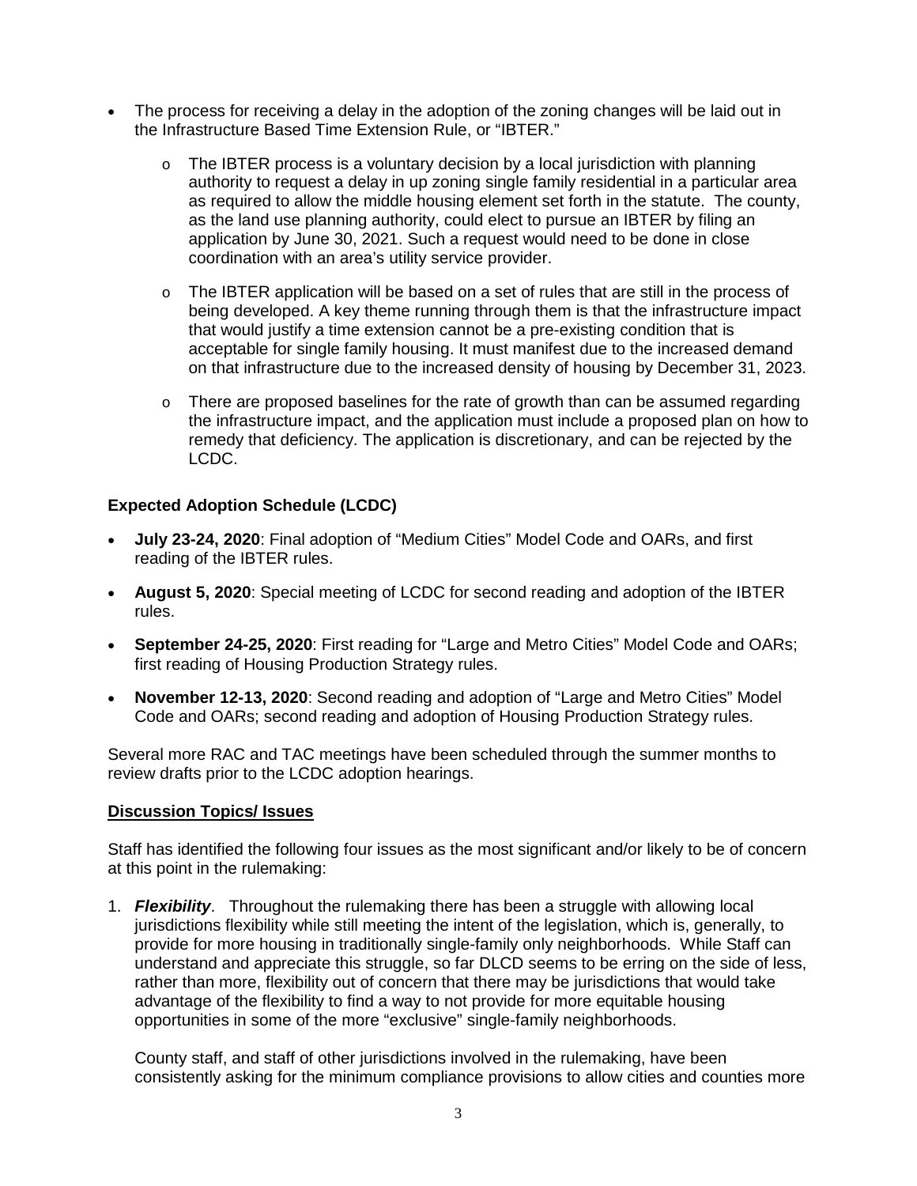- The process for receiving a delay in the adoption of the zoning changes will be laid out in the Infrastructure Based Time Extension Rule, or "IBTER."
  - The IBTER process is a voluntary decision by a local jurisdiction with planning authority to request a delay in up zoning single family residential in a particular area as required to allow the middle housing element set forth in the statute. The county, as the land use planning authority, could elect to pursue an IBTER by filing an application by June 30, 2021. Such a request would need to be done in close coordination with an area's utility service provider.
  - The IBTER application will be based on a set of rules that are still in the process of being developed. A key theme running through them is that the infrastructure impact that would justify a time extension cannot be a pre-existing condition that is acceptable for single family housing. It must manifest due to the increased demand on that infrastructure due to the increased density of housing by December 31, 2023.
  - There are proposed baselines for the rate of growth than can be assumed regarding the infrastructure impact, and the application must include a proposed plan on how to remedy that deficiency. The application is discretionary, and can be rejected by the LCDC.

### Expected Adoption Schedule (LCDC)

- **July 23-24, 2020**: Final adoption of "Medium Cities" Model Code and OARs, and first reading of the IBTER rules.
- **August 5, 2020**: Special meeting of LCDC for second reading and adoption of the IBTER rules.
- **September 24-25, 2020**: First reading for "Large and Metro Cities" Model Code and OARs; first reading of Housing Production Strategy rules.
- **November 12-13, 2020**: Second reading and adoption of "Large and Metro Cities" Model Code and OARs; second reading and adoption of Housing Production Strategy rules.

Several more RAC and TAC meetings have been scheduled through the summer months to review drafts prior to the LCDC adoption hearings.

### Discussion Topics/ Issues

Staff has identified the following four issues as the most significant and/or likely to be of concern at this point in the rulemaking:

1. ***Flexibility***. Throughout the rulemaking there has been a struggle with allowing local jurisdictions flexibility while still meeting the intent of the legislation, which is, generally, to provide for more housing in traditionally single-family only neighborhoods. While Staff can understand and appreciate this struggle, so far DLCD seems to be erring on the side of less, rather than more, flexibility out of concern that there may be jurisdictions that would take advantage of the flexibility to find a way to not provide for more equitable housing opportunities in some of the more "exclusive" single-family neighborhoods.

   County staff, and staff of other jurisdictions involved in the rulemaking, have been consistently asking for the minimum compliance provisions to allow cities and counties more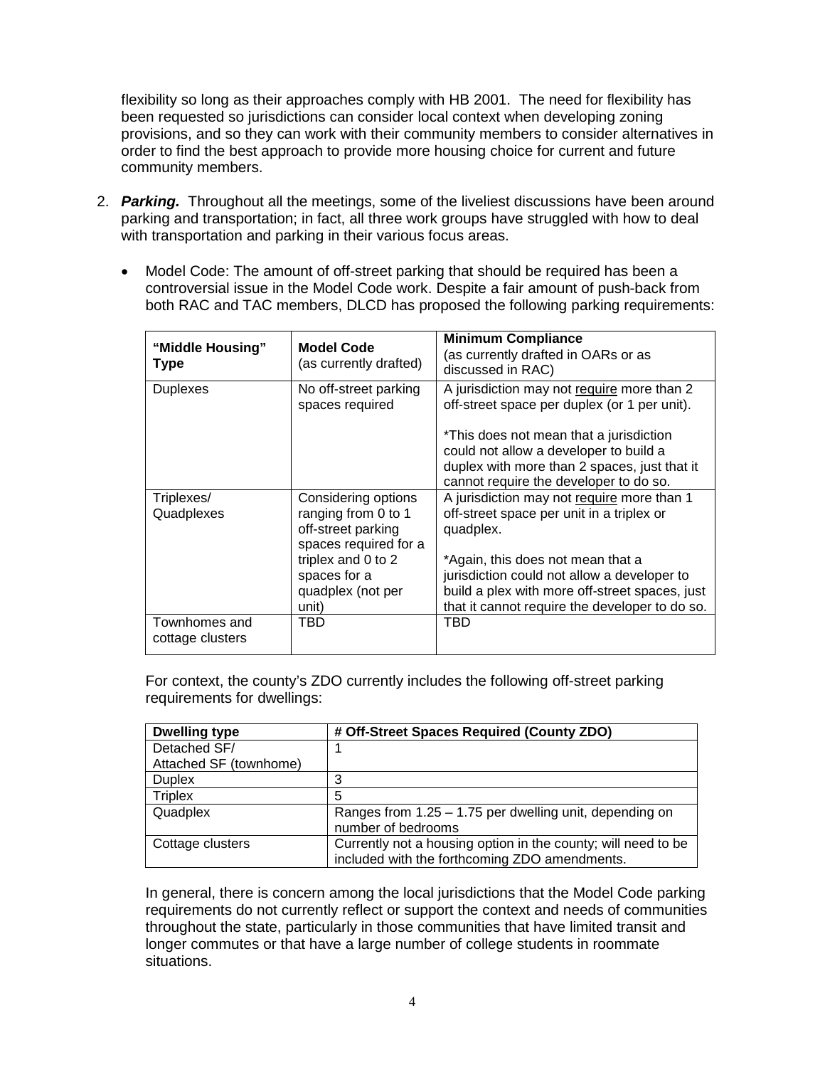flexibility so long as their approaches comply with HB 2001. The need for flexibility has been requested so jurisdictions can consider local context when developing zoning provisions, and so they can work with their community members to consider alternatives in order to find the best approach to provide more housing choice for current and future community members.

2. ***Parking.*** Throughout all the meetings, some of the liveliest discussions have been around parking and transportation; in fact, all three work groups have struggled with how to deal with transportation and parking in their various focus areas.

    - Model Code: The amount of off-street parking that should be required has been a controversial issue in the Model Code work. Despite a fair amount of push-back from both RAC and TAC members, DLCD has proposed the following parking requirements:

| "Middle Housing" Type | Model Code (as currently drafted) | Minimum Compliance (as currently drafted in OARs or as discussed in RAC) |
|---|---|---|
| Duplexes | No off-street parking spaces required | A jurisdiction may not <u>require</u> more than 2 off-street space per duplex (or 1 per unit).<br><br>*This does not mean that a jurisdiction could not allow a developer to build a duplex with more than 2 spaces, just that it cannot require the developer to do so. |
| Triplexes/ Quadplexes | Considering options ranging from 0 to 1 off-street parking spaces required for a triplex and 0 to 2 spaces for a quadplex (not per unit) | A jurisdiction may not <u>require</u> more than 1 off-street space per unit in a triplex or quadplex.<br><br>*Again, this does not mean that a jurisdiction could not allow a developer to build a plex with more off-street spaces, just that it cannot require the developer to do so. |
| Townhomes and cottage clusters | TBD | TBD |

For context, the county's ZDO currently includes the following off-street parking requirements for dwellings:

| Dwelling type | # Off-Street Spaces Required (County ZDO) |
|---|---|
| Detached SF/ Attached SF (townhome) | 1 |
| Duplex | 3 |
| Triplex | 5 |
| Quadplex | Ranges from 1.25 – 1.75 per dwelling unit, depending on number of bedrooms |
| Cottage clusters | Currently not a housing option in the county; will need to be included with the forthcoming ZDO amendments. |

In general, there is concern among the local jurisdictions that the Model Code parking requirements do not currently reflect or support the context and needs of communities throughout the state, particularly in those communities that have limited transit and longer commutes or that have a large number of college students in roommate situations.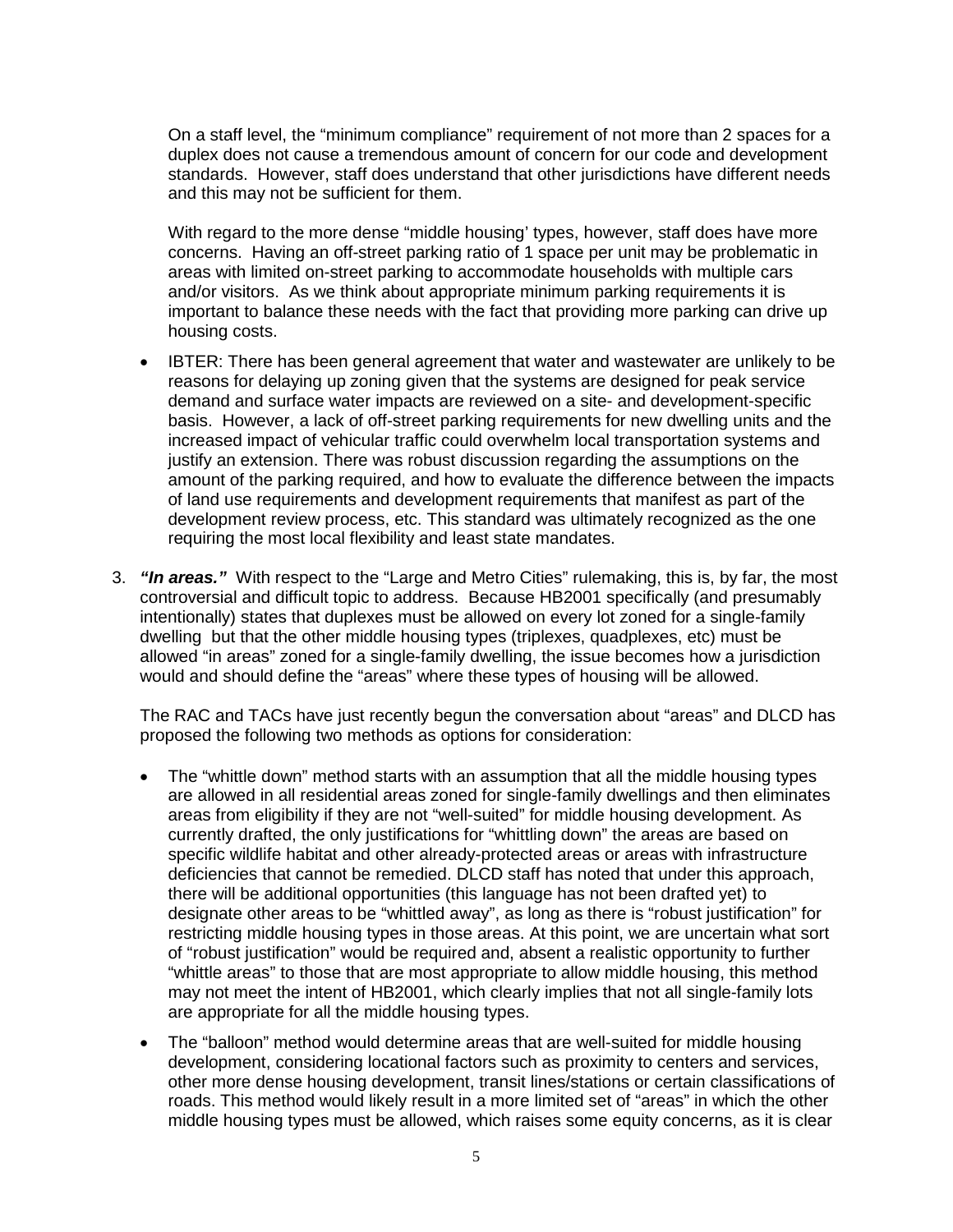On a staff level, the "minimum compliance" requirement of not more than 2 spaces for a duplex does not cause a tremendous amount of concern for our code and development standards. However, staff does understand that other jurisdictions have different needs and this may not be sufficient for them.

With regard to the more dense "middle housing' types, however, staff does have more concerns. Having an off-street parking ratio of 1 space per unit may be problematic in areas with limited on-street parking to accommodate households with multiple cars and/or visitors. As we think about appropriate minimum parking requirements it is important to balance these needs with the fact that providing more parking can drive up housing costs.

- IBTER: There has been general agreement that water and wastewater are unlikely to be reasons for delaying up zoning given that the systems are designed for peak service demand and surface water impacts are reviewed on a site- and development-specific basis. However, a lack of off-street parking requirements for new dwelling units and the increased impact of vehicular traffic could overwhelm local transportation systems and justify an extension. There was robust discussion regarding the assumptions on the amount of the parking required, and how to evaluate the difference between the impacts of land use requirements and development requirements that manifest as part of the development review process, etc. This standard was ultimately recognized as the one requiring the most local flexibility and least state mandates.

3. ***"In areas."*** With respect to the "Large and Metro Cities" rulemaking, this is, by far, the most controversial and difficult topic to address. Because HB2001 specifically (and presumably intentionally) states that duplexes must be allowed on every lot zoned for a single-family dwelling but that the other middle housing types (triplexes, quadplexes, etc) must be allowed "in areas" zoned for a single-family dwelling, the issue becomes how a jurisdiction would and should define the "areas" where these types of housing will be allowed.

   The RAC and TACs have just recently begun the conversation about "areas" and DLCD has proposed the following two methods as options for consideration:

   - The "whittle down" method starts with an assumption that all the middle housing types are allowed in all residential areas zoned for single-family dwellings and then eliminates areas from eligibility if they are not "well-suited" for middle housing development. As currently drafted, the only justifications for "whittling down" the areas are based on specific wildlife habitat and other already-protected areas or areas with infrastructure deficiencies that cannot be remedied. DLCD staff has noted that under this approach, there will be additional opportunities (this language has not been drafted yet) to designate other areas to be "whittled away", as long as there is "robust justification" for restricting middle housing types in those areas. At this point, we are uncertain what sort of "robust justification" would be required and, absent a realistic opportunity to further "whittle areas" to those that are most appropriate to allow middle housing, this method may not meet the intent of HB2001, which clearly implies that not all single-family lots are appropriate for all the middle housing types.
   - The "balloon" method would determine areas that are well-suited for middle housing development, considering locational factors such as proximity to centers and services, other more dense housing development, transit lines/stations or certain classifications of roads. This method would likely result in a more limited set of "areas" in which the other middle housing types must be allowed, which raises some equity concerns, as it is clear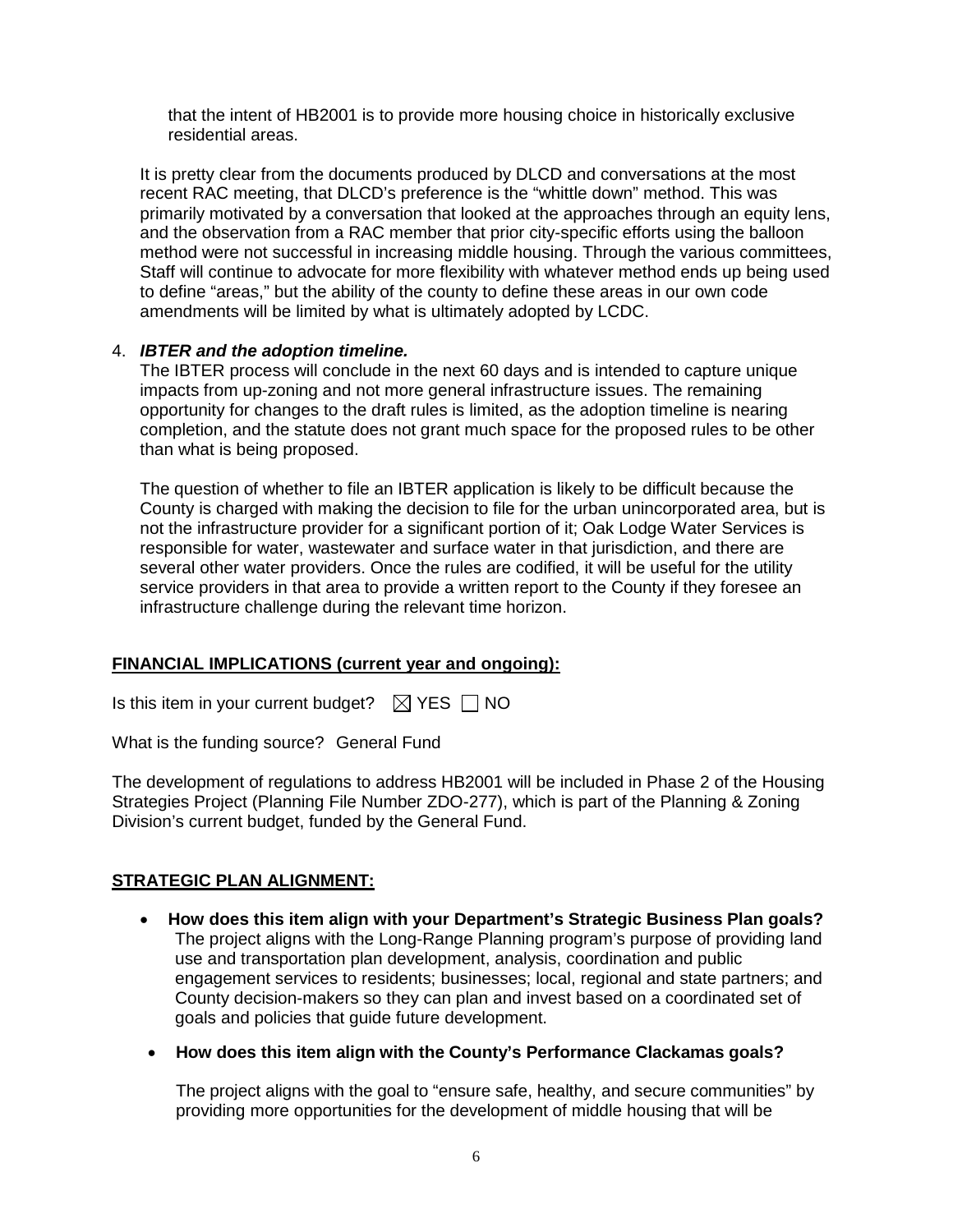that the intent of HB2001 is to provide more housing choice in historically exclusive residential areas.

It is pretty clear from the documents produced by DLCD and conversations at the most recent RAC meeting, that DLCD's preference is the "whittle down" method. This was primarily motivated by a conversation that looked at the approaches through an equity lens, and the observation from a RAC member that prior city-specific efforts using the balloon method were not successful in increasing middle housing. Through the various committees, Staff will continue to advocate for more flexibility with whatever method ends up being used to define "areas," but the ability of the county to define these areas in our own code amendments will be limited by what is ultimately adopted by LCDC.

4. ***IBTER and the adoption timeline.***
   The IBTER process will conclude in the next 60 days and is intended to capture unique impacts from up-zoning and not more general infrastructure issues. The remaining opportunity for changes to the draft rules is limited, as the adoption timeline is nearing completion, and the statute does not grant much space for the proposed rules to be other than what is being proposed.

   The question of whether to file an IBTER application is likely to be difficult because the County is charged with making the decision to file for the urban unincorporated area, but is not the infrastructure provider for a significant portion of it; Oak Lodge Water Services is responsible for water, wastewater and surface water in that jurisdiction, and there are several other water providers. Once the rules are codified, it will be useful for the utility service providers in that area to provide a written report to the County if they foresee an infrastructure challenge during the relevant time horizon.

**FINANCIAL IMPLICATIONS (current year and ongoing):**

Is this item in your current budget? ☒ YES ☐ NO

What is the funding source? General Fund

The development of regulations to address HB2001 will be included in Phase 2 of the Housing Strategies Project (Planning File Number ZDO-277), which is part of the Planning & Zoning Division's current budget, funded by the General Fund.

**STRATEGIC PLAN ALIGNMENT:**

- **How does this item align with your Department's Strategic Business Plan goals?**
  The project aligns with the Long-Range Planning program's purpose of providing land use and transportation plan development, analysis, coordination and public engagement services to residents; businesses; local, regional and state partners; and County decision-makers so they can plan and invest based on a coordinated set of goals and policies that guide future development.

- **How does this item align with the County's Performance Clackamas goals?**

  The project aligns with the goal to "ensure safe, healthy, and secure communities" by providing more opportunities for the development of middle housing that will be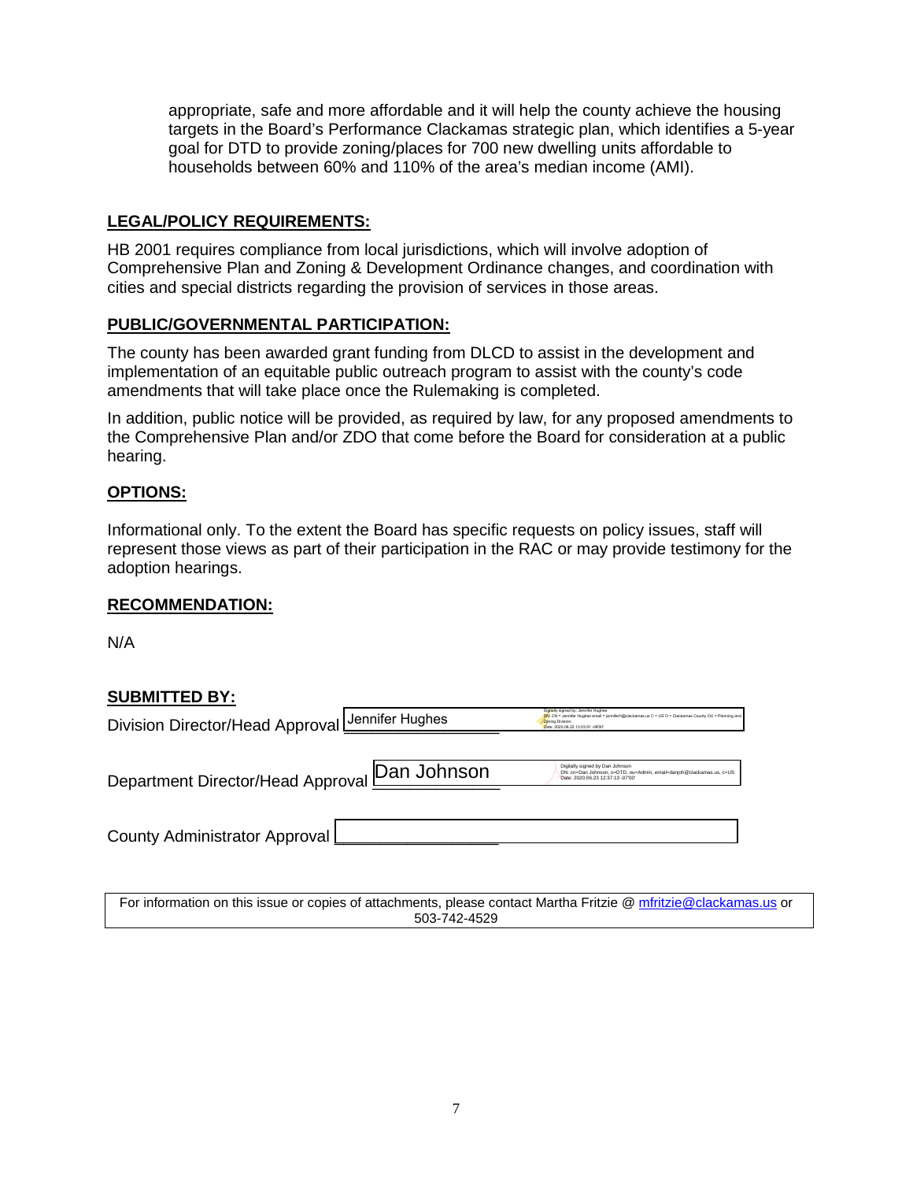appropriate, safe and more affordable and it will help the county achieve the housing targets in the Board's Performance Clackamas strategic plan, which identifies a 5-year goal for DTD to provide zoning/places for 700 new dwelling units affordable to households between 60% and 110% of the area's median income (AMI).

**LEGAL/POLICY REQUIREMENTS:**

HB 2001 requires compliance from local jurisdictions, which will involve adoption of Comprehensive Plan and Zoning & Development Ordinance changes, and coordination with cities and special districts regarding the provision of services in those areas.

**PUBLIC/GOVERNMENTAL PARTICIPATION:**

The county has been awarded grant funding from DLCD to assist in the development and implementation of an equitable public outreach program to assist with the county's code amendments that will take place once the Rulemaking is completed.

In addition, public notice will be provided, as required by law, for any proposed amendments to the Comprehensive Plan and/or ZDO that come before the Board for consideration at a public hearing.

**OPTIONS:**

Informational only. To the extent the Board has specific requests on policy issues, staff will represent those views as part of their participation in the RAC or may provide testimony for the adoption hearings.

**RECOMMENDATION:**

N/A

**SUBMITTED BY:**

Division Director/Head Approval Jennifer Hughes

Digitally signed by: Jennifer Hughes
DN: CN = Jennifer Hughes email = jenniferh@clackamas.us C = US O = Clackamas County OU = Planning and Zoning Division
Date: 2020.06.22 13:03:51 -08'00'

Department Director/Head Approval Dan Johnson

Digitally signed by Dan Johnson
DN: cn=Dan Johnson, o=DTD, ou=Admin, email=danjoh@clackamas.us, c=US
Date: 2020.06.23 12:37:13 -07'00'

County Administrator Approval ___________________

For information on this issue or copies of attachments, please contact Martha Fritzie @ mfritzie@clackamas.us or 503-742-4529